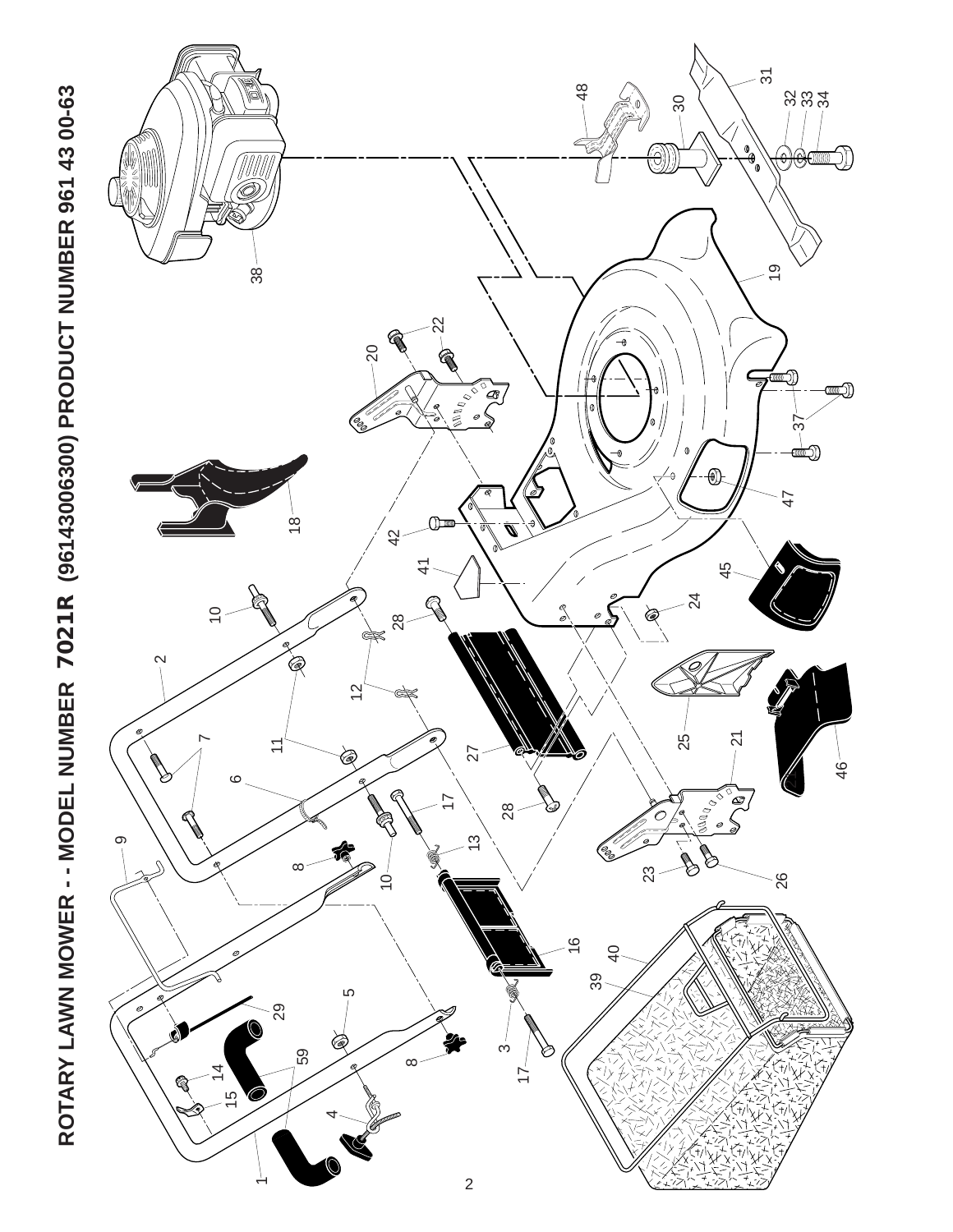# ROTARY LAWN MOWER - - MODEL NUMBER 7021R (96143006300) PRODUCT NUMBER 961 43 00-63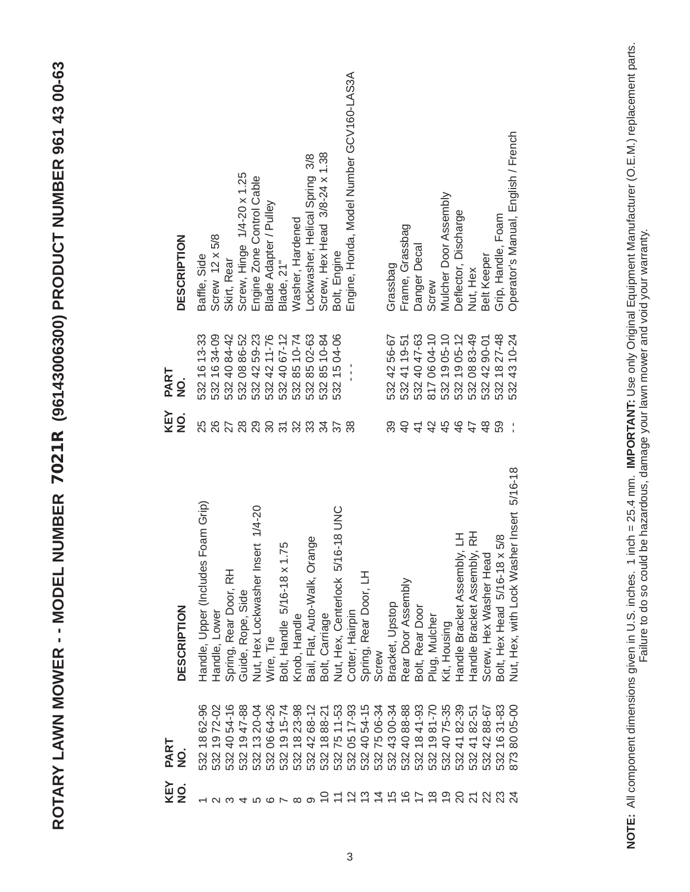# ROTARY LAWN MOWER - - MODEL NUMBER 7021R (96143006300) PRODUCT NUMBER 961 43 00-63

| KEY NO. | PART NO. | DESCRIPTION |
|---|---|---|
| 1 | 532 18 62-96 | Handle, Upper (Includes Foam Grip) |
| 2 | 532 19 72-02 | Handle, Lower |
| 3 | 532 40 54-16 | Spring, Rear Door, RH |
| 4 | 532 19 47-88 | Guide, Rope, Side |
| 5 | 532 13 20-04 | Nut, Hex Lockwasher Insert 1/4-20 |
| 6 | 532 06 64-26 | Wire, Tie |
| 7 | 532 19 15-74 | Bolt, Handle 5/16-18 x 1.75 |
| 8 | 532 18 23-98 | Knob, Handle |
| 9 | 532 42 68-12 | Bail, Flat, Auto-Walk, Orange |
| 10 | 532 18 88-21 | Bolt, Carriage |
| 11 | 532 75 11-53 | Nut, Hex, Centerlock 5/16-18 UNC |
| 12 | 532 05 17-93 | Cotter, Hairpin |
| 13 | 532 40 54-15 | Spring, Rear Door, LH |
| 14 | 532 75 06-34 | Screw |
| 15 | 532 43 00-34 | Bracket, Upstop |
| 16 | 532 40 88-88 | Rear Door Assembly |
| 17 | 532 18 41-93 | Bolt, Rear Door |
| 18 | 532 19 81-70 | Plug, Mulcher |
| 19 | 532 40 75-35 | Kit, Housing |
| 20 | 532 41 82-39 | Handle Bracket Assembly, LH |
| 21 | 532 41 82-51 | Handle Bracket Assembly, RH |
| 22 | 532 42 88-67 | Screw, Hex Washer Head |
| 23 | 532 16 31-83 | Bolt, Hex Head 5/16-18 x 5/8 |
| 24 | 873 80 05-00 | Nut, Hex, with Lock Washer Insert 5/16-18 |

| KEY NO. | PART NO. | DESCRIPTION |
|---|---|---|
| 25 | 532 16 13-33 | Baffle, Side |
| 26 | 532 16 34-09 | Screw 12 x 5/8 |
| 27 | 532 40 84-42 | Skirt, Rear |
| 28 | 532 08 86-52 | Screw, Hinge 1/4-20 x 1.25 |
| 29 | 532 42 59-23 | Engine Zone Control Cable |
| 30 | 532 42 11-76 | Blade Adapter / Pulley |
| 31 | 532 40 67-12 | Blade, 21" |
| 32 | 532 85 10-74 | Washer, Hardened |
| 33 | 532 85 02-63 | Lockwasher, Helical Spring 3/8 |
| 34 | 532 85 10-84 | Screw, Hex Head 3/8-24 x 1.38 |
| 37 | 532 15 04-06 | Bolt, Engine |
| 38 | - - - | Engine, Honda, Model Number GCV160-LAS3A |
| 39 | 532 42 56-67 | Grassbag |
| 40 | 532 41 19-51 | Frame, Grassbag |
| 41 | 532 40 47-63 | Danger Decal |
| 42 | 817 06 04-10 | Screw |
| 45 | 532 19 05-10 | Mulcher Door Assembly |
| 46 | 532 19 05-12 | Deflector, Discharge |
| 47 | 532 08 83-49 | Nut, Hex |
| 48 | 532 42 90-01 | Belt Keeper |
| 59 | 532 18 27-48 | Grip, Handle, Foam |
| - - | 532 43 10-24 | Operator's Manual, English / French |

**NOTE:** All component dimensions given in U.S. inches. 1 inch = 25.4 mm. **IMPORTANT:** Use only Original Equipment Manufacturer (O.E.M.) replacement parts. Failure to do so could be hazardous, damage your lawn mower and void your warranty.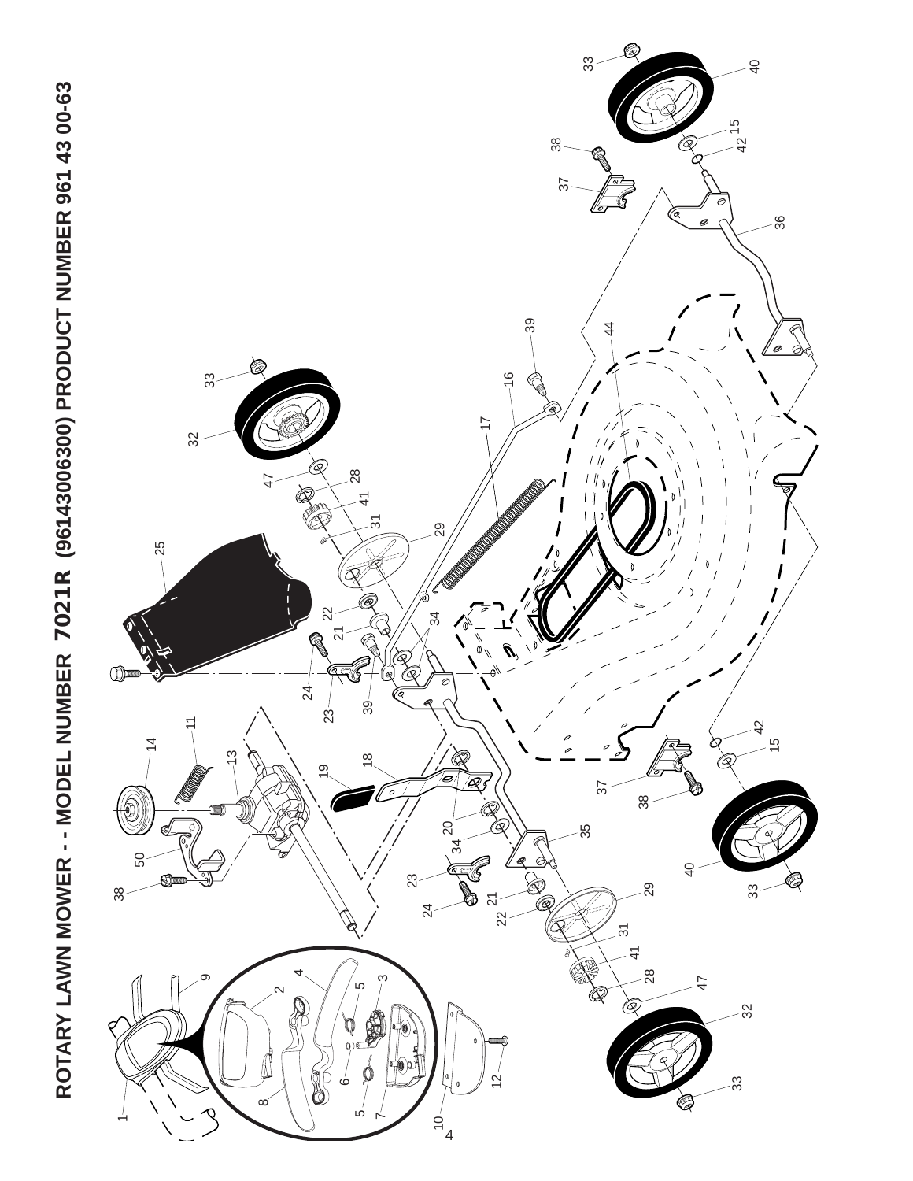# ROTARY LAWN MOWER - - MODEL NUMBER 7021R (96143006300) PRODUCT NUMBER 961 43 00-63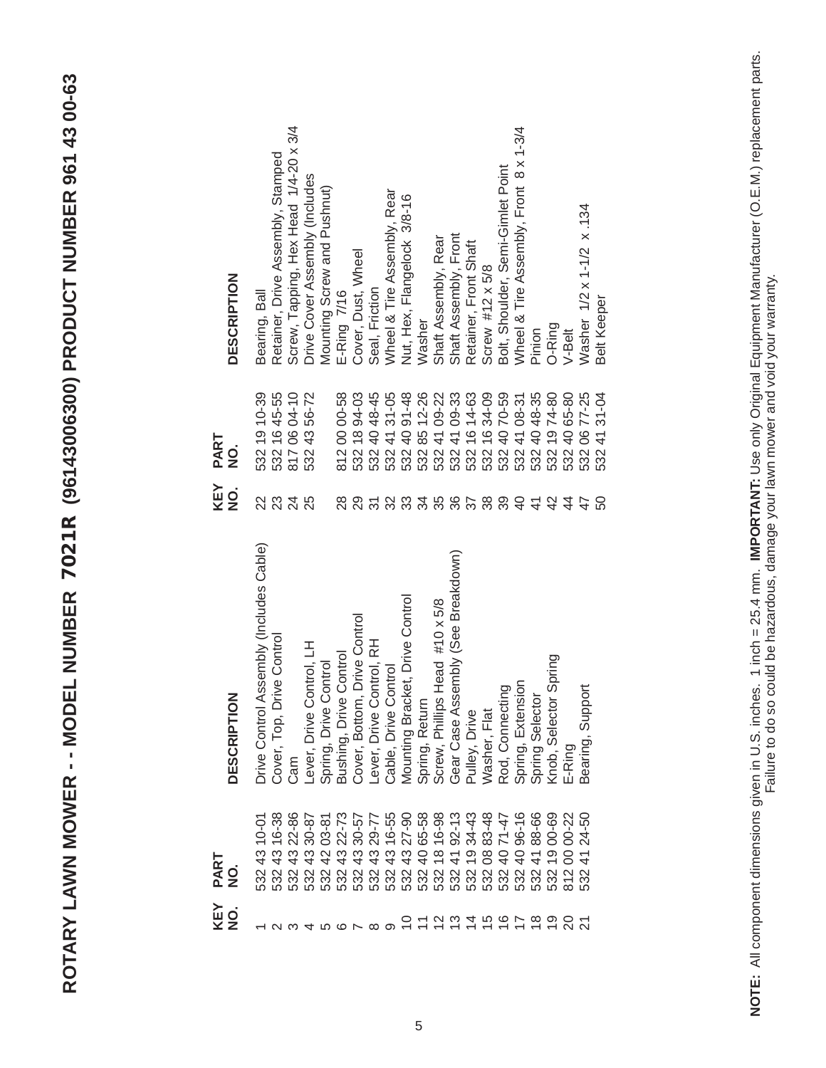# ROTARY LAWN MOWER - - MODEL NUMBER 7021R (96143006300) PRODUCT NUMBER 961 43 00-63

| KEY NO. | PART NO. | DESCRIPTION |
|---|---|---|
| 1 | 532 43 10-01 | Drive Control Assembly (Includes Cable) |
| 2 | 532 43 16-38 | Cover, Top, Drive Control |
| 3 | 532 43 22-86 | Cam |
| 4 | 532 43 30-87 | Lever, Drive Control, LH |
| 5 | 532 42 03-81 | Spring, Drive Control |
| 6 | 532 43 22-73 | Bushing, Drive Control |
| 7 | 532 43 30-57 | Cover, Bottom, Drive Control |
| 8 | 532 43 29-77 | Lever, Drive Control, RH |
| 9 | 532 43 16-55 | Cable, Drive Control |
| 10 | 532 43 27-90 | Mounting Bracket, Drive Control |
| 11 | 532 40 65-58 | Spring, Return |
| 12 | 532 18 16-98 | Screw, Phillips Head #10 x 5/8 |
| 13 | 532 41 92-13 | Gear Case Assembly (See Breakdown) |
| 14 | 532 19 34-43 | Pulley, Drive |
| 15 | 532 08 83-48 | Washer, Flat |
| 16 | 532 40 71-47 | Rod, Connecting |
| 17 | 532 40 96-16 | Spring, Extension |
| 18 | 532 41 88-66 | Spring Selector |
| 19 | 532 19 00-69 | Knob, Selector Spring |
| 20 | 812 00 00-22 | E-Ring |
| 21 | 532 41 24-50 | Bearing, Support |
| 22 | 532 19 10-39 | Bearing, Ball |
| 23 | 532 16 45-55 | Retainer, Drive Assembly, Stamped |
| 24 | 817 06 04-10 | Screw, Tapping, Hex Head 1/4-20 x 3/4 |
| 25 | 532 43 56-72 | Drive Cover Assembly (Includes Mounting Screw and Pushnut) |
| 28 | 812 00 00-58 | E-Ring 7/16 |
| 29 | 532 18 94-03 | Cover, Dust, Wheel |
| 31 | 532 40 48-45 | Seal, Friction |
| 32 | 532 41 31-05 | Wheel & Tire Assembly, Rear |
| 33 | 532 40 91-48 | Nut, Hex, Flangelock 3/8-16 |
| 34 | 532 85 12-26 | Washer |
| 35 | 532 41 09-22 | Shaft Assembly, Rear |
| 36 | 532 41 09-33 | Shaft Assembly, Front |
| 37 | 532 16 14-63 | Retainer, Front Shaft |
| 38 | 532 16 34-09 | Screw #12 x 5/8 |
| 39 | 532 40 70-59 | Bolt, Shoulder, Semi-Gimlet Point |
| 40 | 532 41 08-31 | Wheel & Tire Assembly, Front 8 x 1-3/4 |
| 41 | 532 40 48-35 | Pinion |
| 42 | 532 19 74-80 | O-Ring |
| 44 | 532 40 65-80 | V-Belt |
| 47 | 532 06 77-25 | Washer 1/2 x 1-1/2 x .134 |
| 50 | 532 41 31-04 | Belt Keeper |

**NOTE:** All component dimensions given in U.S. inches. 1 inch = 25.4 mm. **IMPORTANT:** Use only Original Equipment Manufacturer (O.E.M.) replacement parts. Failure to do so could be hazardous, damage your lawn mower and void your warranty.